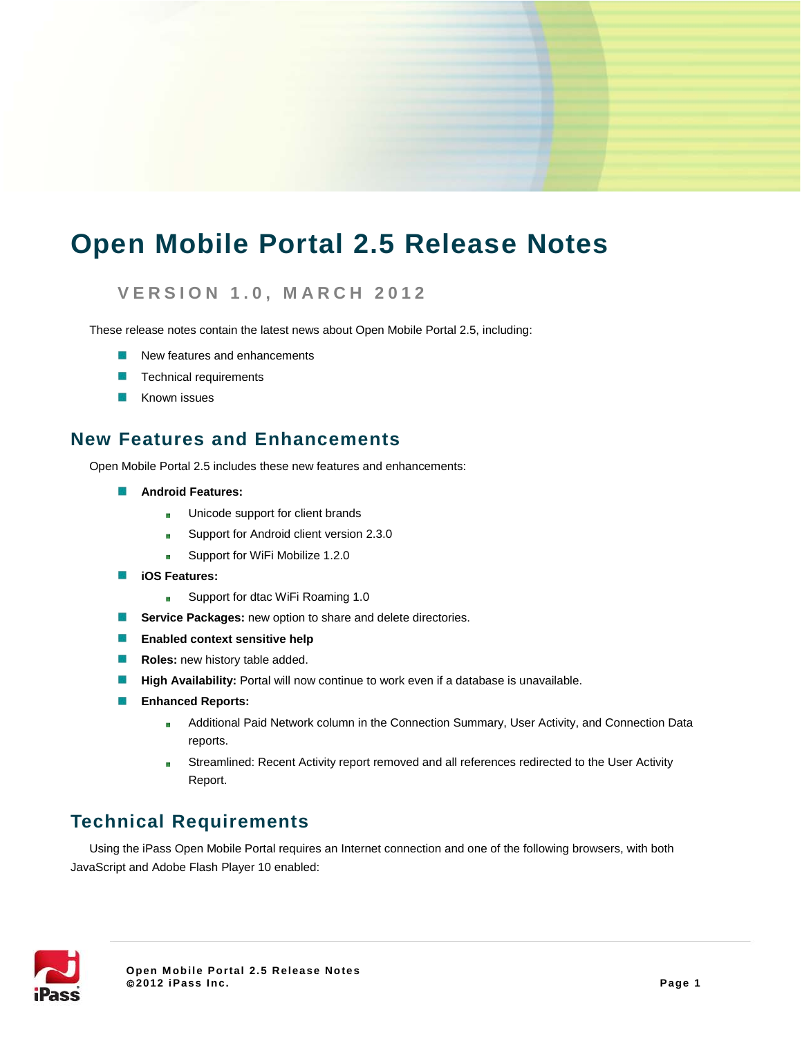# Open Mobile Portal 2.5 Release Notes

## VERSION 1.0, MARCH 2012

These release notes contain the latest news about Open Mobile Portal 2.5, including:

- New features and enhancements
- Technical requirements
- Known issues

## New Features and Enhancements

Open Mobile Portal 2.5 includes these new features and enhancements:

- **Android Features:**
  - Unicode support for client brands
  - Support for Android client version 2.3.0
  - Support for WiFi Mobilize 1.2.0
- **iOS Features:**
  - Support for dtac WiFi Roaming 1.0
- **Service Packages:** new option to share and delete directories.
- **Enabled context sensitive help**
- **Roles:** new history table added.
- **High Availability:** Portal will now continue to work even if a database is unavailable.
- **Enhanced Reports:**
  - Additional Paid Network column in the Connection Summary, User Activity, and Connection Data reports.
  - Streamlined: Recent Activity report removed and all references redirected to the User Activity Report.

## Technical Requirements

Using the iPass Open Mobile Portal requires an Internet connection and one of the following browsers, with both JavaScript and Adobe Flash Player 10 enabled: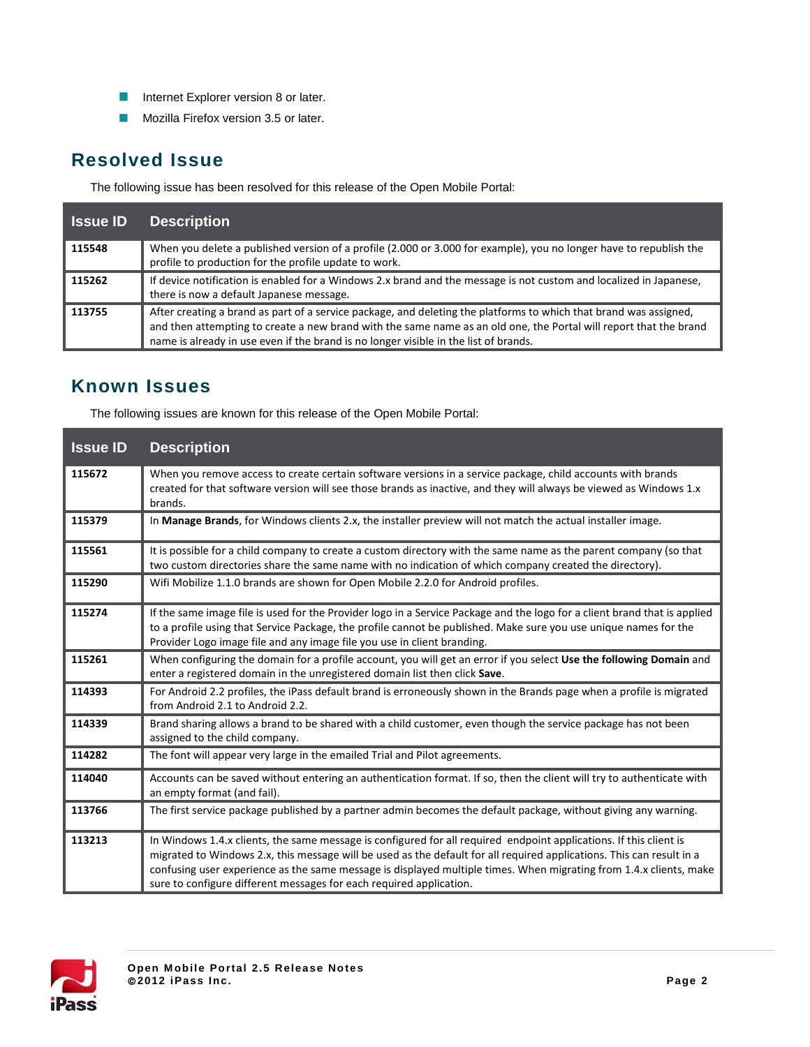- Internet Explorer version 8 or later.
- Mozilla Firefox version 3.5 or later.

## Resolved Issue

The following issue has been resolved for this release of the Open Mobile Portal:

| Issue ID | Description |
|---|---|
| **115548** | When you delete a published version of a profile (2.000 or 3.000 for example), you no longer have to republish the profile to production for the profile update to work. |
| **115262** | If device notification is enabled for a Windows 2.x brand and the message is not custom and localized in Japanese, there is now a default Japanese message. |
| **113755** | After creating a brand as part of a service package, and deleting the platforms to which that brand was assigned, and then attempting to create a new brand with the same name as an old one, the Portal will report that the brand name is already in use even if the brand is no longer visible in the list of brands. |

## Known Issues

The following issues are known for this release of the Open Mobile Portal:

| Issue ID | Description |
|---|---|
| **115672** | When you remove access to create certain software versions in a service package, child accounts with brands created for that software version will see those brands as inactive, and they will always be viewed as Windows 1.x brands. |
| **115379** | In **Manage Brands**, for Windows clients 2.x, the installer preview will not match the actual installer image. |
| **115561** | It is possible for a child company to create a custom directory with the same name as the parent company (so that two custom directories share the same name with no indication of which company created the directory). |
| **115290** | Wifi Mobilize 1.1.0 brands are shown for Open Mobile 2.2.0 for Android profiles. |
| **115274** | If the same image file is used for the Provider logo in a Service Package and the logo for a client brand that is applied to a profile using that Service Package, the profile cannot be published. Make sure you use unique names for the Provider Logo image file and any image file you use in client branding. |
| **115261** | When configuring the domain for a profile account, you will get an error if you select **Use the following Domain** and enter a registered domain in the unregistered domain list then click **Save**. |
| **114393** | For Android 2.2 profiles, the iPass default brand is erroneously shown in the Brands page when a profile is migrated from Android 2.1 to Android 2.2. |
| **114339** | Brand sharing allows a brand to be shared with a child customer, even though the service package has not been assigned to the child company. |
| **114282** | The font will appear very large in the emailed Trial and Pilot agreements. |
| **114040** | Accounts can be saved without entering an authentication format. If so, then the client will try to authenticate with an empty format (and fail). |
| **113766** | The first service package published by a partner admin becomes the default package, without giving any warning. |
| **113213** | In Windows 1.4.x clients, the same message is configured for all required endpoint applications. If this client is migrated to Windows 2.x, this message will be used as the default for all required applications. This can result in a confusing user experience as the same message is displayed multiple times. When migrating from 1.4.x clients, make sure to configure different messages for each required application. |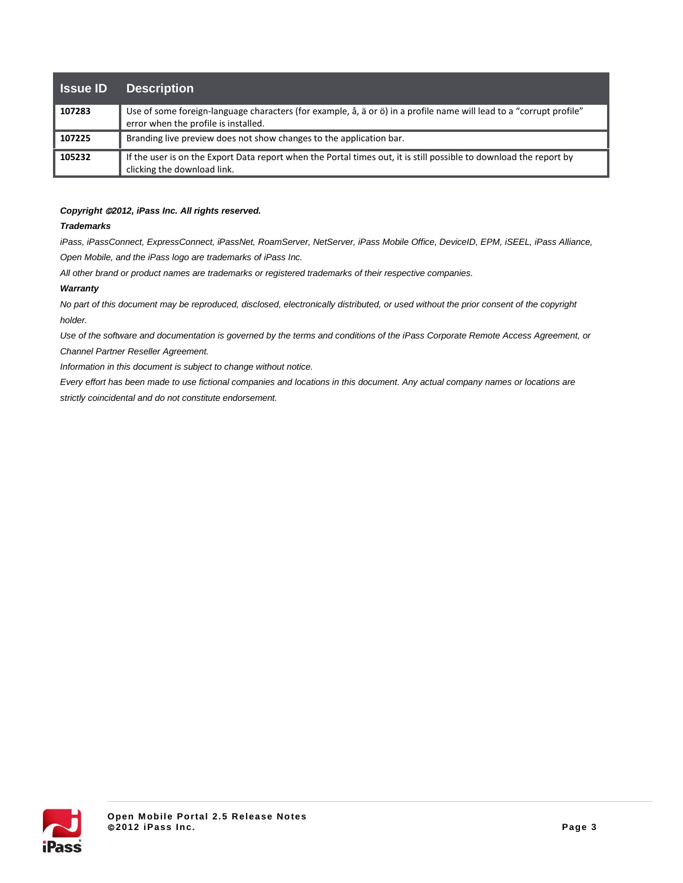| Issue ID | Description |
| --- | --- |
| **107283** | Use of some foreign-language characters (for example, å, ä or ö) in a profile name will lead to a “corrupt profile” error when the profile is installed. |
| **107225** | Branding live preview does not show changes to the application bar. |
| **105232** | If the user is on the Export Data report when the Portal times out, it is still possible to download the report by clicking the download link. |

***Copyright ©2012, iPass Inc. All rights reserved.***

***Trademarks***

*iPass, iPassConnect, ExpressConnect, iPassNet, RoamServer, NetServer, iPass Mobile Office, DeviceID, EPM, iSEEL, iPass Alliance, Open Mobile, and the iPass logo are trademarks of iPass Inc.*

*All other brand or product names are trademarks or registered trademarks of their respective companies.*

***Warranty***

*No part of this document may be reproduced, disclosed, electronically distributed, or used without the prior consent of the copyright holder.*

*Use of the software and documentation is governed by the terms and conditions of the iPass Corporate Remote Access Agreement, or Channel Partner Reseller Agreement.*

*Information in this document is subject to change without notice.*

*Every effort has been made to use fictional companies and locations in this document. Any actual company names or locations are strictly coincidental and do not constitute endorsement.*